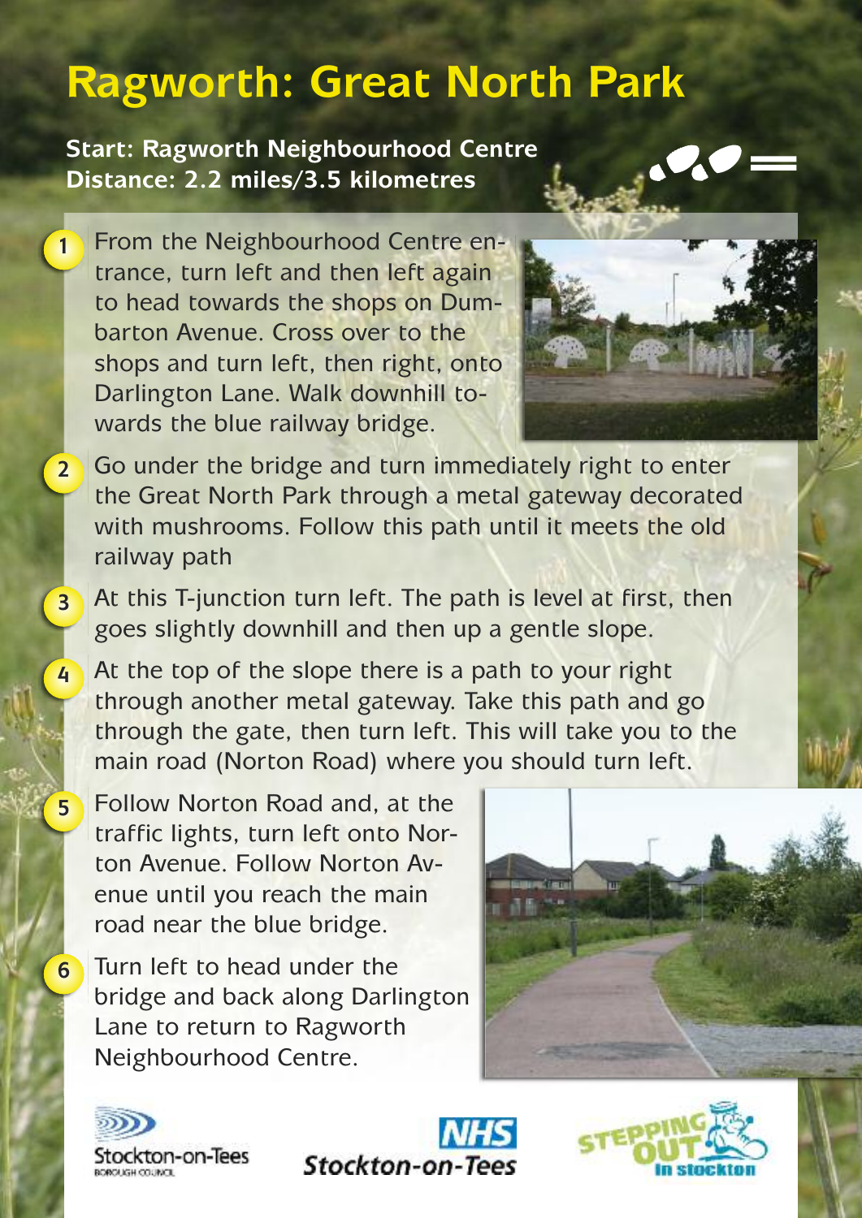# Ragworth: Great North Park

**Start: Ragworth Neighbourhood Centre**
**Distance: 2.2 miles/3.5 kilometres**

1. From the Neighbourhood Centre entrance, turn left and then left again to head towards the shops on Dumbarton Avenue. Cross over to the shops and turn left, then right, onto Darlington Lane. Walk downhill towards the blue railway bridge.

2. Go under the bridge and turn immediately right to enter the Great North Park through a metal gateway decorated with mushrooms. Follow this path until it meets the old railway path

3. At this T-junction turn left. The path is level at first, then goes slightly downhill and then up a gentle slope.

4. At the top of the slope there is a path to your right through another metal gateway. Take this path and go through the gate, then turn left. This will take you to the main road (Norton Road) where you should turn left.

5. Follow Norton Road and, at the traffic lights, turn left onto Norton Avenue. Follow Norton Avenue until you reach the main road near the blue bridge.

6. Turn left to head under the bridge and back along Darlington Lane to return to Ragworth Neighbourhood Centre.

Stockton-on-Tees Borough Council

NHS Stockton-on-Tees

Stepping Out in Stockton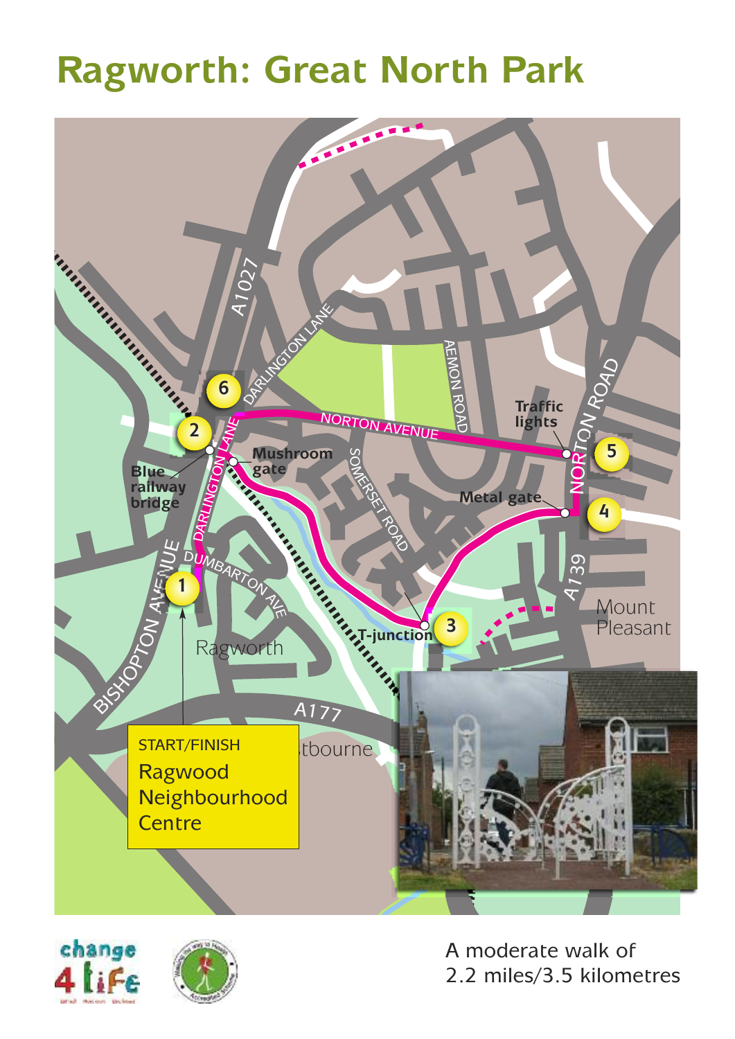# Ragworth: Great North Park

A1027

DARLINGTON LANE

NORTON AVENUE

AEMON ROAD

NORTON ROAD

Traffic lights

Mushroom gate

Blue railway bridge

DARLINGTON LANE

SOMERSET ROAD

Metal gate

BISHOPTON AVENUE

DUMBARTON AVE

T-junction

A139

Mount Pleasant

Ragworth

A177

1
2
3
4
5
6

START/FINISH
Ragwood Neighbourhood Centre

A moderate walk of
2.2 miles/3.5 kilometres